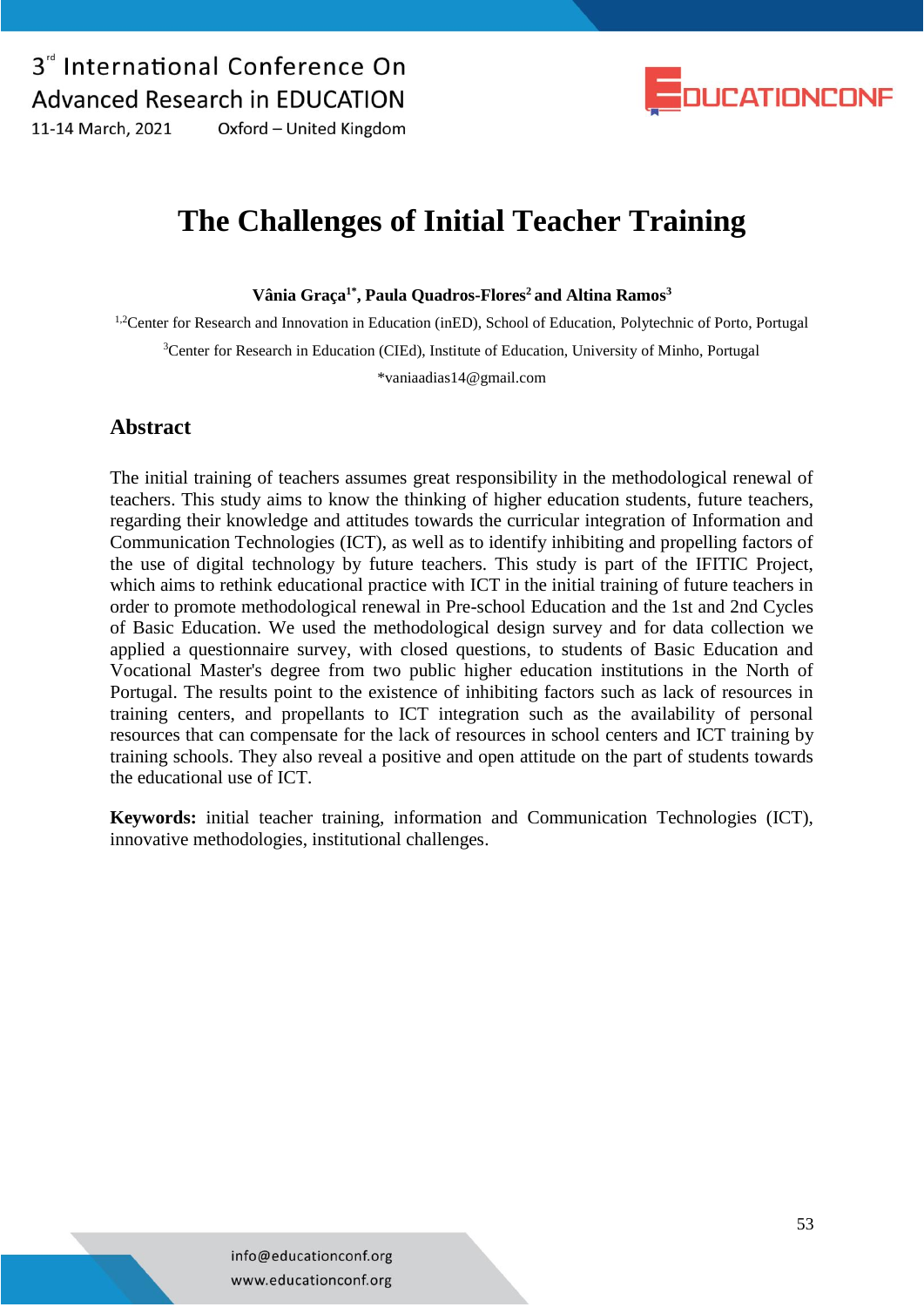# The Challenges of Initial Teacher Training

**Vânia Graça[1*], Paula Quadros-Flores[2] and Altina Ramos[3]**

[1,2]Center for Research and Innovation in Education (inED), School of Education, Polytechnic of Porto, Portugal

[3]Center for Research in Education (CIEd), Institute of Education, University of Minho, Portugal

*vaniaadias14@gmail.com

## Abstract

The initial training of teachers assumes great responsibility in the methodological renewal of teachers. This study aims to know the thinking of higher education students, future teachers, regarding their knowledge and attitudes towards the curricular integration of Information and Communication Technologies (ICT), as well as to identify inhibiting and propelling factors of the use of digital technology by future teachers. This study is part of the IFITIC Project, which aims to rethink educational practice with ICT in the initial training of future teachers in order to promote methodological renewal in Pre-school Education and the 1st and 2nd Cycles of Basic Education. We used the methodological design survey and for data collection we applied a questionnaire survey, with closed questions, to students of Basic Education and Vocational Master's degree from two public higher education institutions in the North of Portugal. The results point to the existence of inhibiting factors such as lack of resources in training centers, and propellants to ICT integration such as the availability of personal resources that can compensate for the lack of resources in school centers and ICT training by training schools. They also reveal a positive and open attitude on the part of students towards the educational use of ICT.

**Keywords:** initial teacher training, information and Communication Technologies (ICT), innovative methodologies, institutional challenges.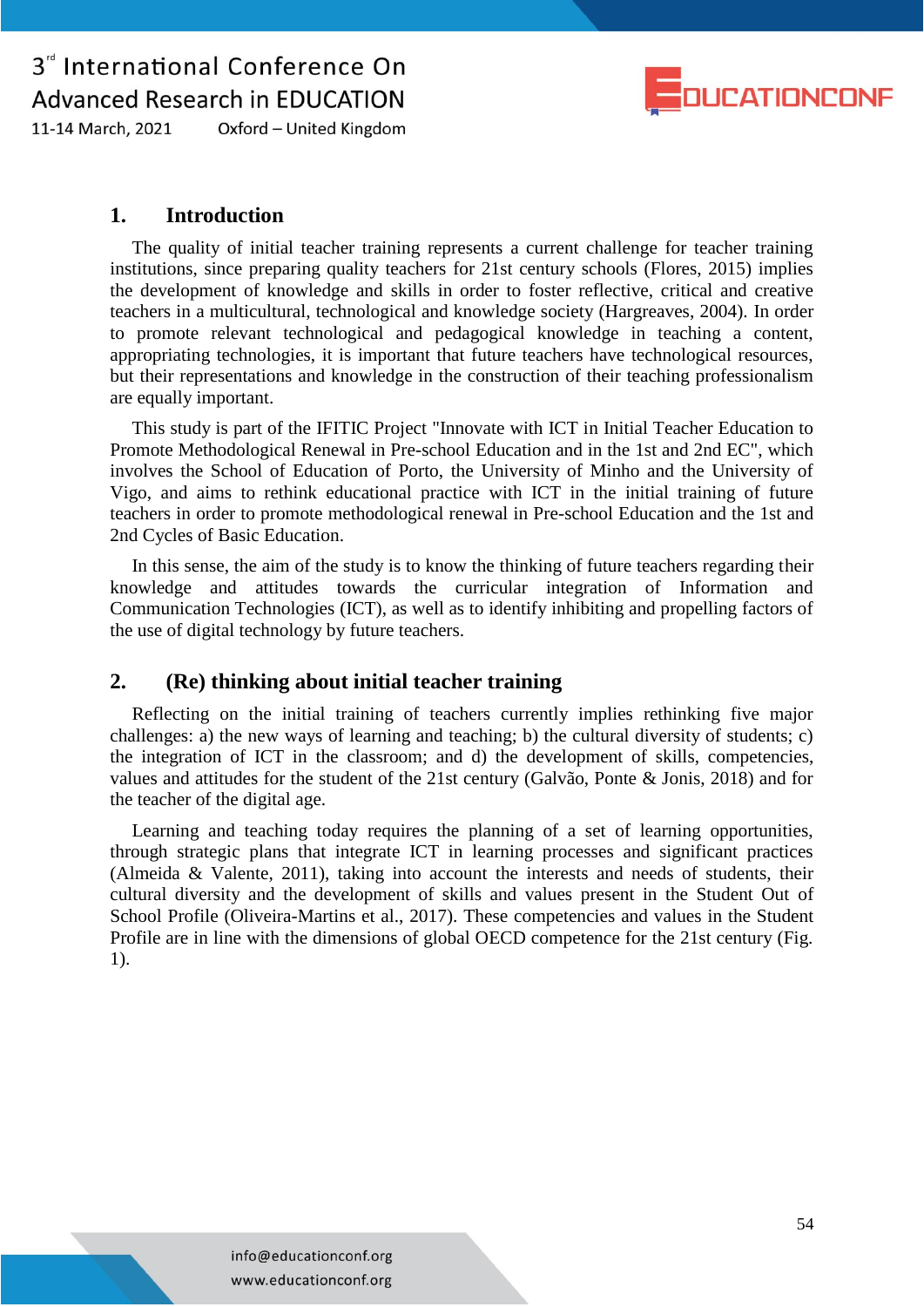## 1. Introduction

The quality of initial teacher training represents a current challenge for teacher training institutions, since preparing quality teachers for 21st century schools (Flores, 2015) implies the development of knowledge and skills in order to foster reflective, critical and creative teachers in a multicultural, technological and knowledge society (Hargreaves, 2004). In order to promote relevant technological and pedagogical knowledge in teaching a content, appropriating technologies, it is important that future teachers have technological resources, but their representations and knowledge in the construction of their teaching professionalism are equally important.

This study is part of the IFITIC Project "Innovate with ICT in Initial Teacher Education to Promote Methodological Renewal in Pre-school Education and in the 1st and 2nd EC", which involves the School of Education of Porto, the University of Minho and the University of Vigo, and aims to rethink educational practice with ICT in the initial training of future teachers in order to promote methodological renewal in Pre-school Education and the 1st and 2nd Cycles of Basic Education.

In this sense, the aim of the study is to know the thinking of future teachers regarding their knowledge and attitudes towards the curricular integration of Information and Communication Technologies (ICT), as well as to identify inhibiting and propelling factors of the use of digital technology by future teachers.

## 2. (Re) thinking about initial teacher training

Reflecting on the initial training of teachers currently implies rethinking five major challenges: a) the new ways of learning and teaching; b) the cultural diversity of students; c) the integration of ICT in the classroom; and d) the development of skills, competencies, values and attitudes for the student of the 21st century (Galvão, Ponte & Jonis, 2018) and for the teacher of the digital age.

Learning and teaching today requires the planning of a set of learning opportunities, through strategic plans that integrate ICT in learning processes and significant practices (Almeida & Valente, 2011), taking into account the interests and needs of students, their cultural diversity and the development of skills and values present in the Student Out of School Profile (Oliveira-Martins et al., 2017). These competencies and values in the Student Profile are in line with the dimensions of global OECD competence for the 21st century (Fig. 1).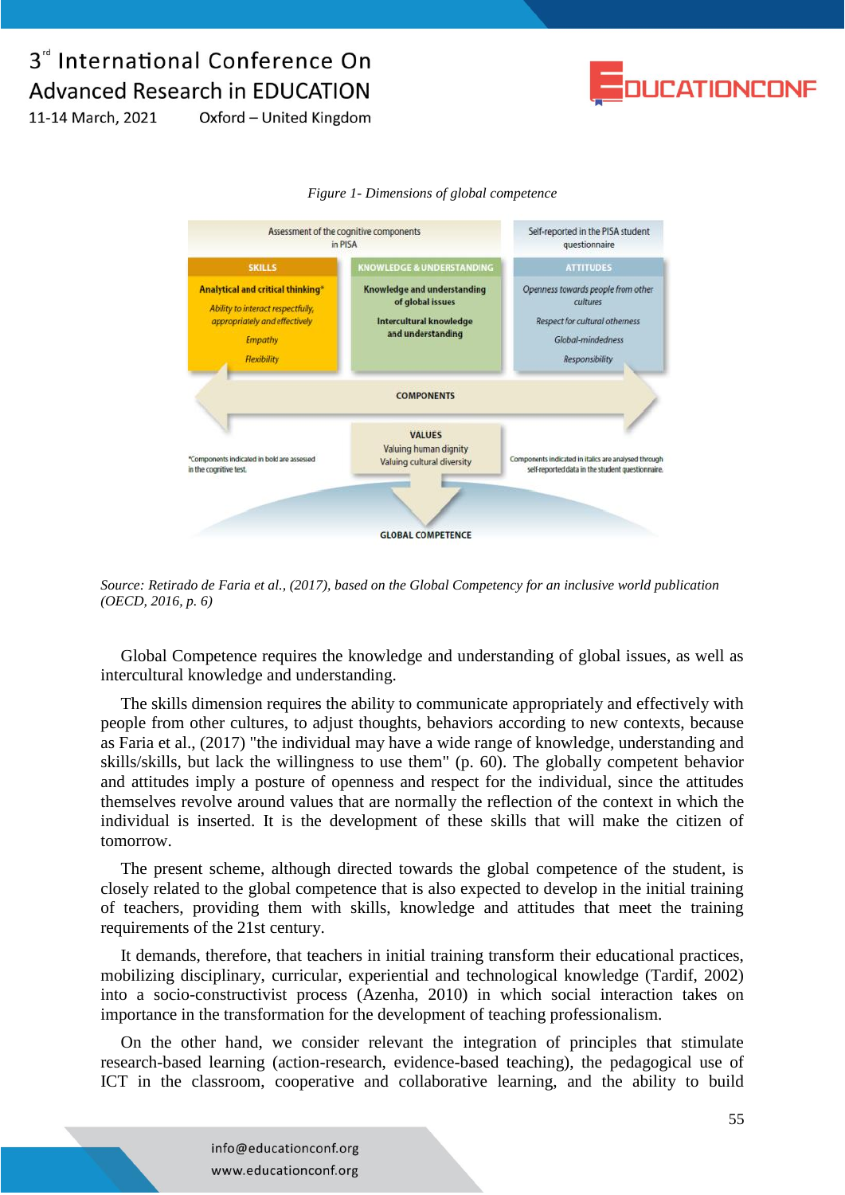*Figure 1- Dimensions of global competence*

| Assessment of the cognitive components in PISA | | Self-reported in the PISA student questionnaire |
|---|---|---|
| **SKILLS** | **KNOWLEDGE & UNDERSTANDING** | **ATTITUDES** |
| **Analytical and critical thinking***<br>*Ability to interact respectfully, appropriately and effectively*<br>*Empathy*<br>*Flexibility* | **Knowledge and understanding of global issues**<br>**Intercultural knowledge and understanding** | *Openness towards people from other cultures*<br>*Respect for cultural otherness*<br>*Global-mindedness*<br>*Responsibility* |

COMPONENTS

VALUES
Valuing human dignity
Valuing cultural diversity

*Components indicated in bold are assessed in the cognitive test.

Components indicated in italics are analysed through self-reported data in the student questionnaire.

GLOBAL COMPETENCE

*Source: Retirado de Faria et al., (2017), based on the Global Competency for an inclusive world publication (OECD, 2016, p. 6)*

Global Competence requires the knowledge and understanding of global issues, as well as intercultural knowledge and understanding.

The skills dimension requires the ability to communicate appropriately and effectively with people from other cultures, to adjust thoughts, behaviors according to new contexts, because as Faria et al., (2017) "the individual may have a wide range of knowledge, understanding and skills/skills, but lack the willingness to use them" (p. 60). The globally competent behavior and attitudes imply a posture of openness and respect for the individual, since the attitudes themselves revolve around values that are normally the reflection of the context in which the individual is inserted. It is the development of these skills that will make the citizen of tomorrow.

The present scheme, although directed towards the global competence of the student, is closely related to the global competence that is also expected to develop in the initial training of teachers, providing them with skills, knowledge and attitudes that meet the training requirements of the 21st century.

It demands, therefore, that teachers in initial training transform their educational practices, mobilizing disciplinary, curricular, experiential and technological knowledge (Tardif, 2002) into a socio-constructivist process (Azenha, 2010) in which social interaction takes on importance in the transformation for the development of teaching professionalism.

On the other hand, we consider relevant the integration of principles that stimulate research-based learning (action-research, evidence-based teaching), the pedagogical use of ICT in the classroom, cooperative and collaborative learning, and the ability to build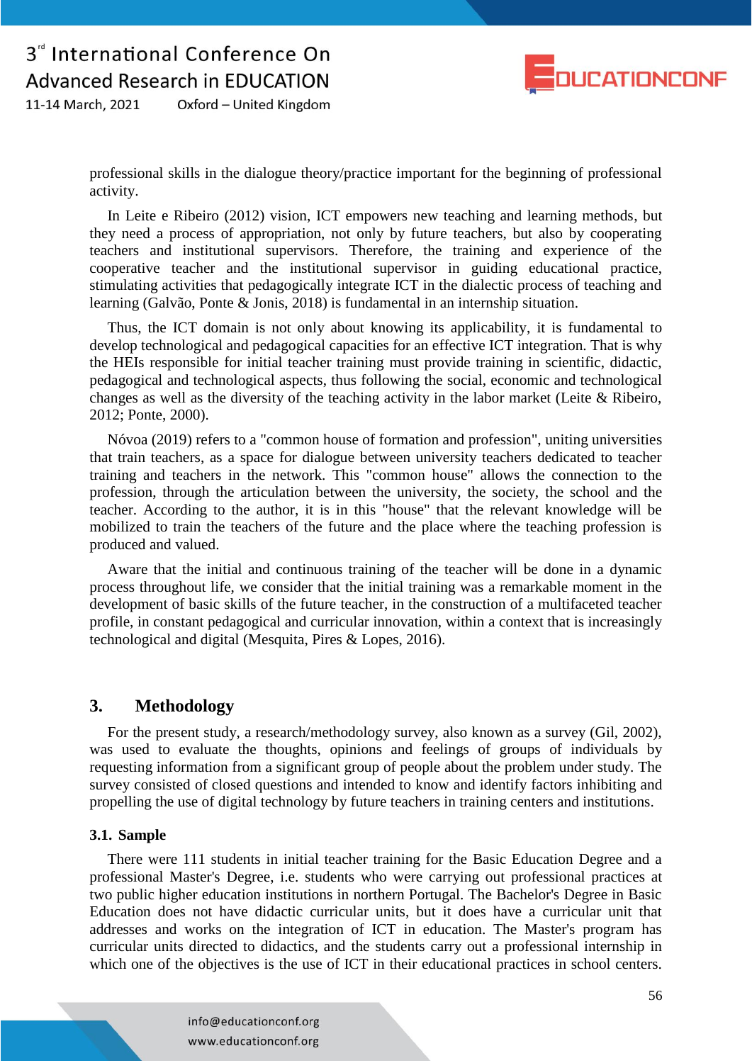professional skills in the dialogue theory/practice important for the beginning of professional activity.

In Leite e Ribeiro (2012) vision, ICT empowers new teaching and learning methods, but they need a process of appropriation, not only by future teachers, but also by cooperating teachers and institutional supervisors. Therefore, the training and experience of the cooperative teacher and the institutional supervisor in guiding educational practice, stimulating activities that pedagogically integrate ICT in the dialectic process of teaching and learning (Galvão, Ponte & Jonis, 2018) is fundamental in an internship situation.

Thus, the ICT domain is not only about knowing its applicability, it is fundamental to develop technological and pedagogical capacities for an effective ICT integration. That is why the HEIs responsible for initial teacher training must provide training in scientific, didactic, pedagogical and technological aspects, thus following the social, economic and technological changes as well as the diversity of the teaching activity in the labor market (Leite & Ribeiro, 2012; Ponte, 2000).

Nóvoa (2019) refers to a "common house of formation and profession", uniting universities that train teachers, as a space for dialogue between university teachers dedicated to teacher training and teachers in the network. This "common house" allows the connection to the profession, through the articulation between the university, the society, the school and the teacher. According to the author, it is in this "house" that the relevant knowledge will be mobilized to train the teachers of the future and the place where the teaching profession is produced and valued.

Aware that the initial and continuous training of the teacher will be done in a dynamic process throughout life, we consider that the initial training was a remarkable moment in the development of basic skills of the future teacher, in the construction of a multifaceted teacher profile, in constant pedagogical and curricular innovation, within a context that is increasingly technological and digital (Mesquita, Pires & Lopes, 2016).

## 3. Methodology

For the present study, a research/methodology survey, also known as a survey (Gil, 2002), was used to evaluate the thoughts, opinions and feelings of groups of individuals by requesting information from a significant group of people about the problem under study. The survey consisted of closed questions and intended to know and identify factors inhibiting and propelling the use of digital technology by future teachers in training centers and institutions.

### 3.1. Sample

There were 111 students in initial teacher training for the Basic Education Degree and a professional Master's Degree, i.e. students who were carrying out professional practices at two public higher education institutions in northern Portugal. The Bachelor's Degree in Basic Education does not have didactic curricular units, but it does have a curricular unit that addresses and works on the integration of ICT in education. The Master's program has curricular units directed to didactics, and the students carry out a professional internship in which one of the objectives is the use of ICT in their educational practices in school centers.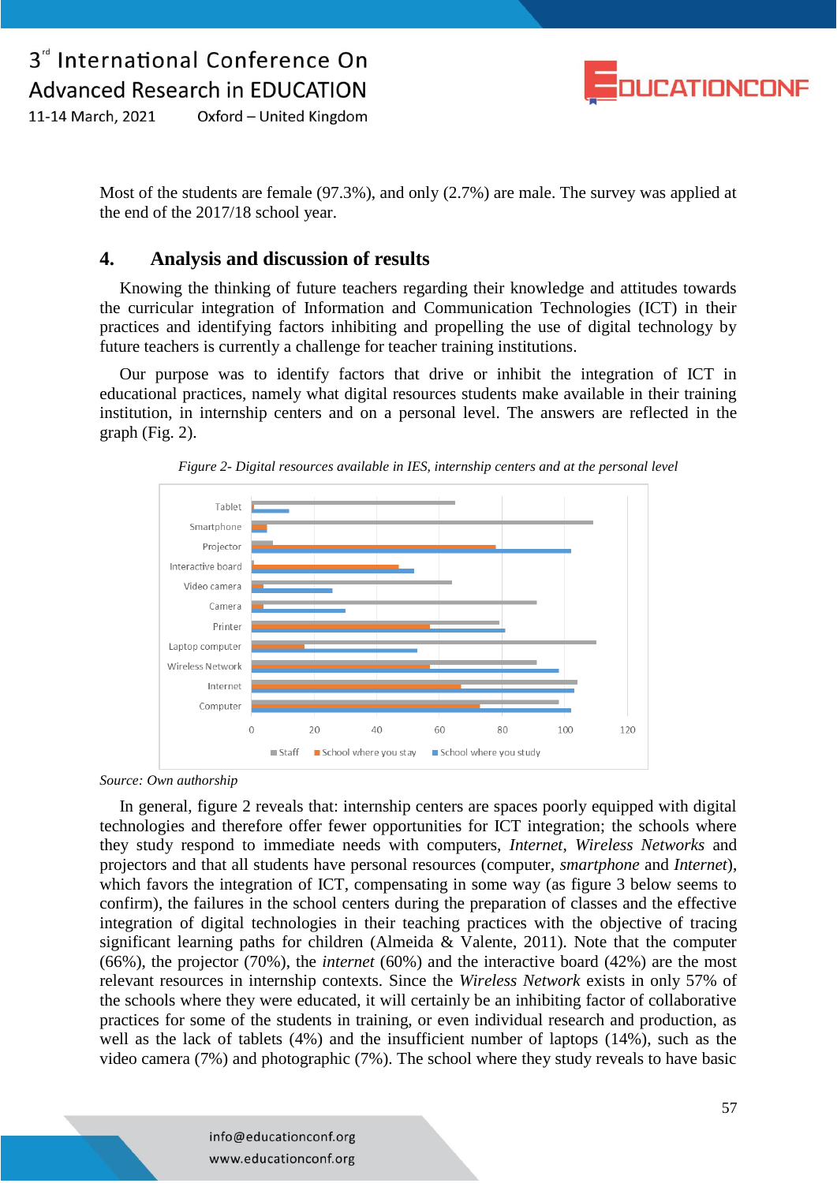Most of the students are female (97.3%), and only (2.7%) are male. The survey was applied at the end of the 2017/18 school year.

## 4. Analysis and discussion of results

Knowing the thinking of future teachers regarding their knowledge and attitudes towards the curricular integration of Information and Communication Technologies (ICT) in their practices and identifying factors inhibiting and propelling the use of digital technology by future teachers is currently a challenge for teacher training institutions.

Our purpose was to identify factors that drive or inhibit the integration of ICT in educational practices, namely what digital resources students make available in their training institution, in internship centers and on a personal level. The answers are reflected in the graph (Fig. 2).

*Figure 2- Digital resources available in IES, internship centers and at the personal level*

*Source: Own authorship*

In general, figure 2 reveals that: internship centers are spaces poorly equipped with digital technologies and therefore offer fewer opportunities for ICT integration; the schools where they study respond to immediate needs with computers, *Internet*, *Wireless Networks* and projectors and that all students have personal resources (computer, *smartphone* and *Internet*), which favors the integration of ICT, compensating in some way (as figure 3 below seems to confirm), the failures in the school centers during the preparation of classes and the effective integration of digital technologies in their teaching practices with the objective of tracing significant learning paths for children (Almeida & Valente, 2011). Note that the computer (66%), the projector (70%), the *internet* (60%) and the interactive board (42%) are the most relevant resources in internship contexts. Since the *Wireless Network* exists in only 57% of the schools where they were educated, it will certainly be an inhibiting factor of collaborative practices for some of the students in training, or even individual research and production, as well as the lack of tablets (4%) and the insufficient number of laptops (14%), such as the video camera (7%) and photographic (7%). The school where they study reveals to have basic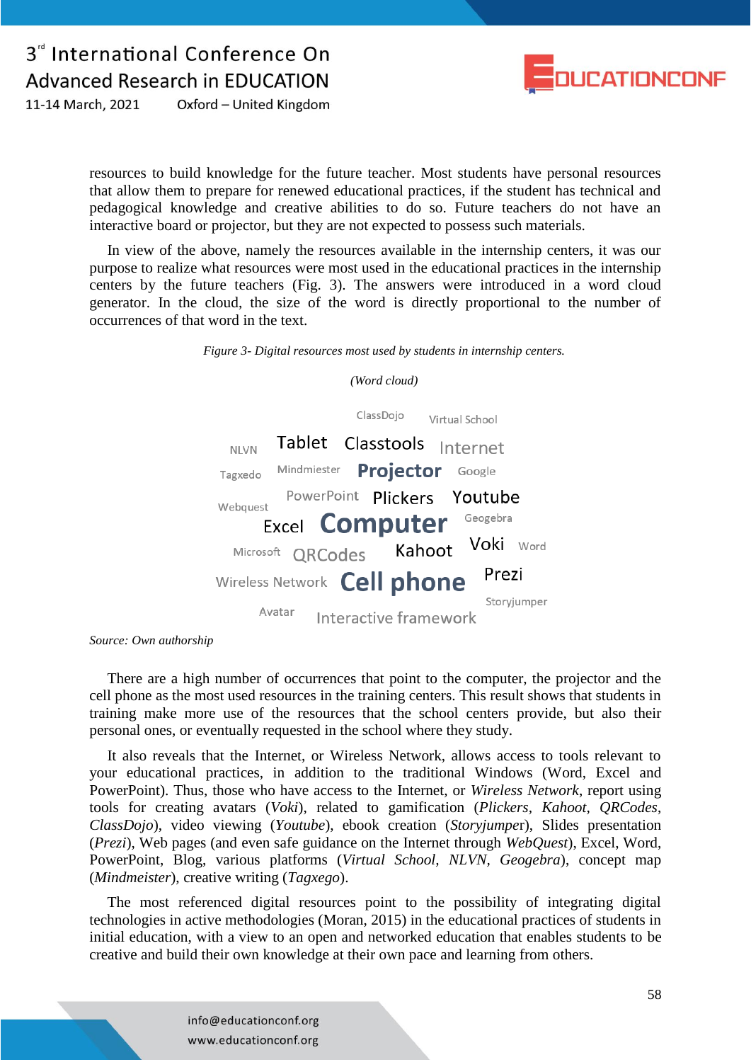resources to build knowledge for the future teacher. Most students have personal resources that allow them to prepare for renewed educational practices, if the student has technical and pedagogical knowledge and creative abilities to do so. Future teachers do not have an interactive board or projector, but they are not expected to possess such materials.

In view of the above, namely the resources available in the internship centers, it was our purpose to realize what resources were most used in the educational practices in the internship centers by the future teachers (Fig. 3). The answers were introduced in a word cloud generator. In the cloud, the size of the word is directly proportional to the number of occurrences of that word in the text.

*Figure 3- Digital resources most used by students in internship centers.*

*(Word cloud)*

ClassDojo Virtual School
NLVN Tablet Classtools Internet
Tagxedo Mindmiester Projector Google
Webquest PowerPoint Plickers Youtube
Excel Computer Geogebra
Microsoft QRCodes Kahoot Voki Word
Wireless Network Cell phone Prezi
Avatar Interactive framework Storyjumper

*Source: Own authorship*

There are a high number of occurrences that point to the computer, the projector and the cell phone as the most used resources in the training centers. This result shows that students in training make more use of the resources that the school centers provide, but also their personal ones, or eventually requested in the school where they study.

It also reveals that the Internet, or Wireless Network, allows access to tools relevant to your educational practices, in addition to the traditional Windows (Word, Excel and PowerPoint). Thus, those who have access to the Internet, or *Wireless Network*, report using tools for creating avatars (*Voki*), related to gamification (*Plickers*, *Kahoot*, *QRCodes*, *ClassDojo*), video viewing (*Youtube*), ebook creation (*Storyjumper*), Slides presentation (*Prezi*), Web pages (and even safe guidance on the Internet through *WebQuest*), Excel, Word, PowerPoint, Blog, various platforms (*Virtual School*, *NLVN*, *Geogebra*), concept map (*Mindmeister*), creative writing (*Tagxego*).

The most referenced digital resources point to the possibility of integrating digital technologies in active methodologies (Moran, 2015) in the educational practices of students in initial education, with a view to an open and networked education that enables students to be creative and build their own knowledge at their own pace and learning from others.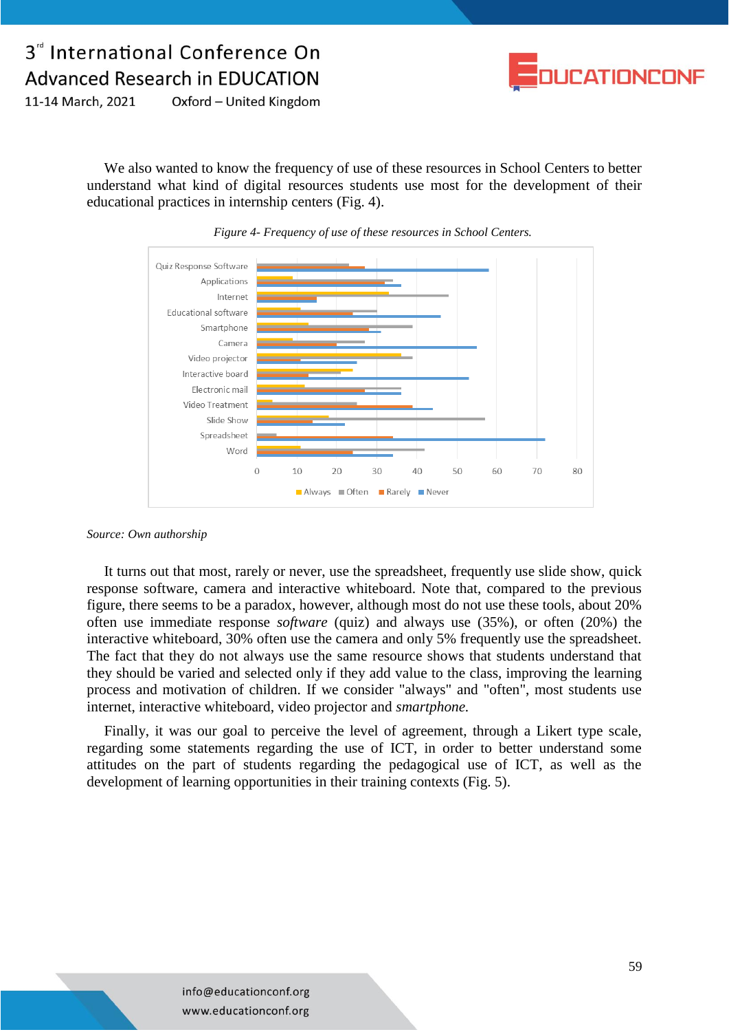We also wanted to know the frequency of use of these resources in School Centers to better understand what kind of digital resources students use most for the development of their educational practices in internship centers (Fig. 4).

*Figure 4- Frequency of use of these resources in School Centers.*

*Source: Own authorship*

It turns out that most, rarely or never, use the spreadsheet, frequently use slide show, quick response software, camera and interactive whiteboard. Note that, compared to the previous figure, there seems to be a paradox, however, although most do not use these tools, about 20% often use immediate response *software* (quiz) and always use (35%), or often (20%) the interactive whiteboard, 30% often use the camera and only 5% frequently use the spreadsheet. The fact that they do not always use the same resource shows that students understand that they should be varied and selected only if they add value to the class, improving the learning process and motivation of children. If we consider "always" and "often", most students use internet, interactive whiteboard, video projector and *smartphone.*

Finally, it was our goal to perceive the level of agreement, through a Likert type scale, regarding some statements regarding the use of ICT, in order to better understand some attitudes on the part of students regarding the pedagogical use of ICT, as well as the development of learning opportunities in their training contexts (Fig. 5).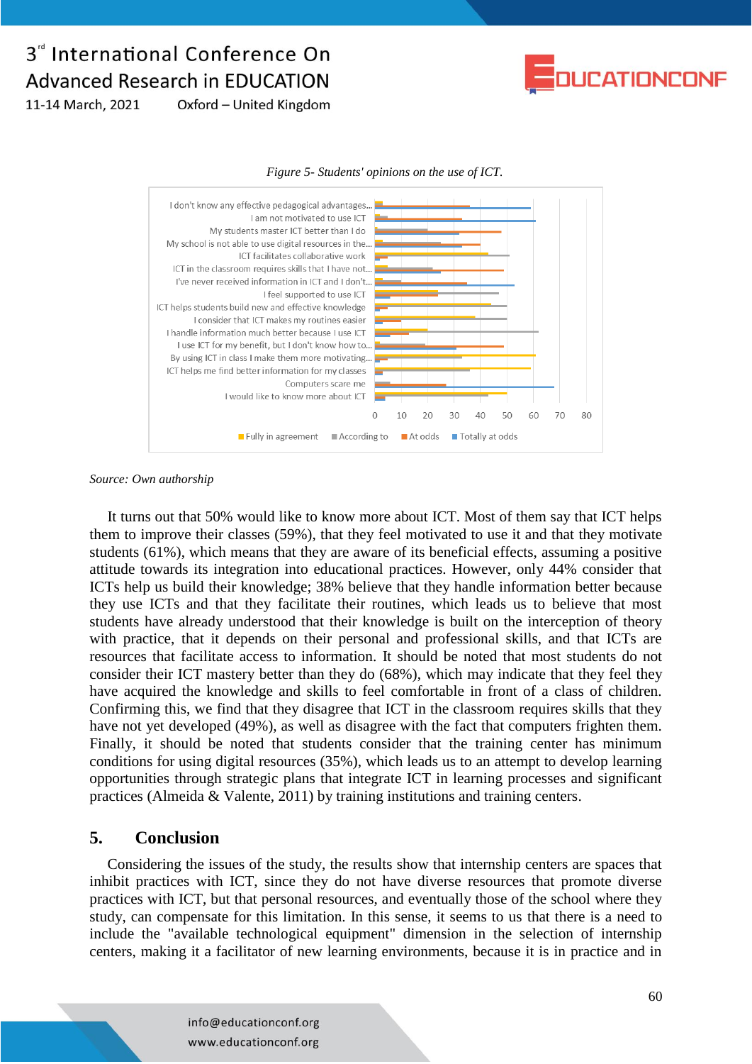*Figure 5- Students' opinions on the use of ICT.*

*Source: Own authorship*

It turns out that 50% would like to know more about ICT. Most of them say that ICT helps them to improve their classes (59%), that they feel motivated to use it and that they motivate students (61%), which means that they are aware of its beneficial effects, assuming a positive attitude towards its integration into educational practices. However, only 44% consider that ICTs help us build their knowledge; 38% believe that they handle information better because they use ICTs and that they facilitate their routines, which leads us to believe that most students have already understood that their knowledge is built on the interception of theory with practice, that it depends on their personal and professional skills, and that ICTs are resources that facilitate access to information. It should be noted that most students do not consider their ICT mastery better than they do (68%), which may indicate that they feel they have acquired the knowledge and skills to feel comfortable in front of a class of children. Confirming this, we find that they disagree that ICT in the classroom requires skills that they have not yet developed (49%), as well as disagree with the fact that computers frighten them. Finally, it should be noted that students consider that the training center has minimum conditions for using digital resources (35%), which leads us to an attempt to develop learning opportunities through strategic plans that integrate ICT in learning processes and significant practices (Almeida & Valente, 2011) by training institutions and training centers.

## 5. Conclusion

Considering the issues of the study, the results show that internship centers are spaces that inhibit practices with ICT, since they do not have diverse resources that promote diverse practices with ICT, but that personal resources, and eventually those of the school where they study, can compensate for this limitation. In this sense, it seems to us that there is a need to include the "available technological equipment" dimension in the selection of internship centers, making it a facilitator of new learning environments, because it is in practice and in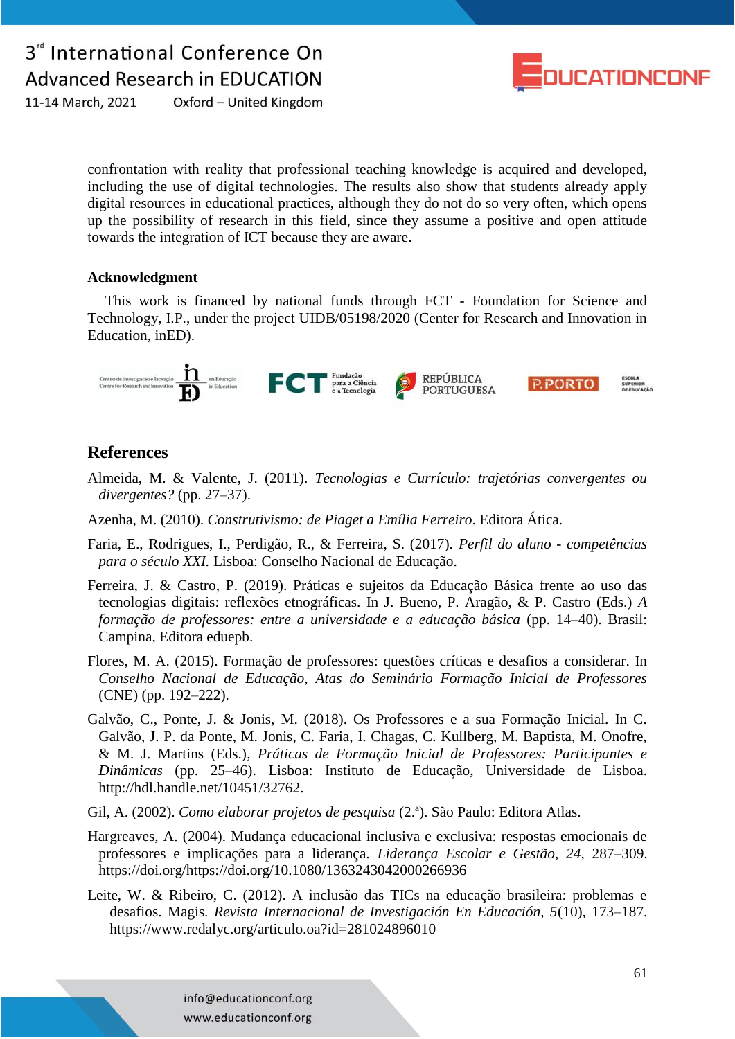confrontation with reality that professional teaching knowledge is acquired and developed, including the use of digital technologies. The results also show that students already apply digital resources in educational practices, although they do not do so very often, which opens up the possibility of research in this field, since they assume a positive and open attitude towards the integration of ICT because they are aware.

**Acknowledgment**

This work is financed by national funds through FCT - Foundation for Science and Technology, I.P., under the project UIDB/05198/2020 (Center for Research and Innovation in Education, inED).

## References

Almeida, M. & Valente, J. (2011). *Tecnologias e Currículo: trajetórias convergentes ou divergentes?* (pp. 27–37).

Azenha, M. (2010). *Construtivismo: de Piaget a Emília Ferreiro*. Editora Ática.

Faria, E., Rodrigues, I., Perdigão, R., & Ferreira, S. (2017). *Perfil do aluno - competências para o século XXI.* Lisboa: Conselho Nacional de Educação.

Ferreira, J. & Castro, P. (2019). Práticas e sujeitos da Educação Básica frente ao uso das tecnologias digitais: reflexões etnográficas. In J. Bueno, P. Aragão, & P. Castro (Eds.) *A formação de professores: entre a universidade e a educação básica* (pp. 14–40). Brasil: Campina, Editora eduepb.

Flores, M. A. (2015). Formação de professores: questões críticas e desafios a considerar. In *Conselho Nacional de Educação, Atas do Seminário Formação Inicial de Professores* (CNE) (pp. 192–222).

Galvão, C., Ponte, J. & Jonis, M. (2018). Os Professores e a sua Formação Inicial. In C. Galvão, J. P. da Ponte, M. Jonis, C. Faria, I. Chagas, C. Kullberg, M. Baptista, M. Onofre, & M. J. Martins (Eds.), *Práticas de Formação Inicial de Professores: Participantes e Dinâmicas* (pp. 25–46). Lisboa: Instituto de Educação, Universidade de Lisboa. http://hdl.handle.net/10451/32762.

Gil, A. (2002). *Como elaborar projetos de pesquisa* (2.ª). São Paulo: Editora Atlas.

Hargreaves, A. (2004). Mudança educacional inclusiva e exclusiva: respostas emocionais de professores e implicações para a liderança. *Liderança Escolar e Gestão*, *24*, 287–309. https://doi.org/https://doi.org/10.1080/1363243042000266936

Leite, W. & Ribeiro, C. (2012). A inclusão das TICs na educação brasileira: problemas e desafios. Magis. *Revista Internacional de Investigación En Educación*, *5*(10), 173–187. https://www.redalyc.org/articulo.oa?id=281024896010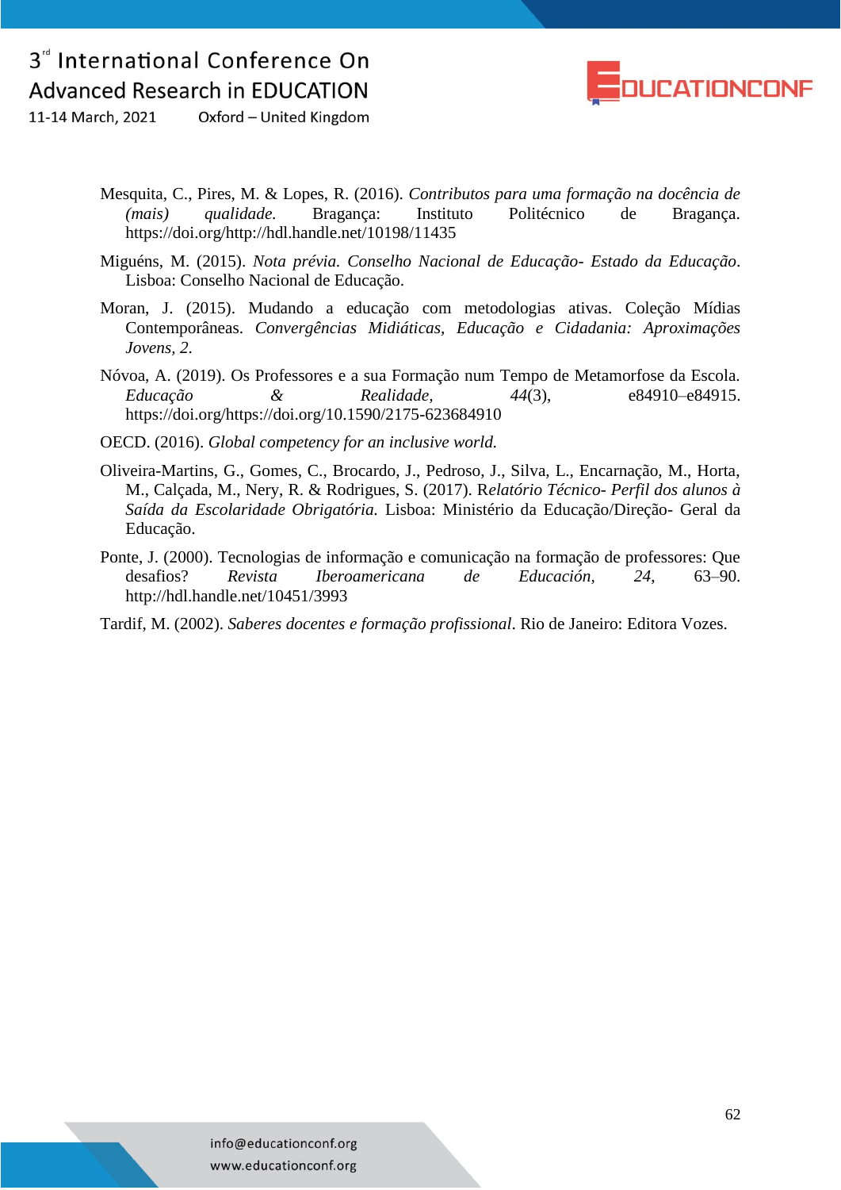Mesquita, C., Pires, M. & Lopes, R. (2016). *Contributos para uma formação na docência de (mais) qualidade*. Bragança: Instituto Politécnico de Bragança. https://doi.org/http://hdl.handle.net/10198/11435

Miguéns, M. (2015). *Nota prévia. Conselho Nacional de Educação- Estado da Educação*. Lisboa: Conselho Nacional de Educação.

Moran, J. (2015). Mudando a educação com metodologias ativas. Coleção Mídias Contemporâneas. *Convergências Midiáticas, Educação e Cidadania: Aproximações Jovens, 2*.

Nóvoa, A. (2019). Os Professores e a sua Formação num Tempo de Metamorfose da Escola. *Educação & Realidade*, *44*(3), e84910–e84915. https://doi.org/https://doi.org/10.1590/2175-623684910

OECD. (2016). *Global competency for an inclusive world.*

Oliveira-Martins, G., Gomes, C., Brocardo, J., Pedroso, J., Silva, L., Encarnação, M., Horta, M., Calçada, M., Nery, R. & Rodrigues, S. (2017). R*elatório Técnico- Perfil dos alunos à Saída da Escolaridade Obrigatória.* Lisboa: Ministério da Educação/Direção- Geral da Educação.

Ponte, J. (2000). Tecnologias de informação e comunicação na formação de professores: Que desafios? *Revista Iberoamericana de Educación*, *24*, 63–90. http://hdl.handle.net/10451/3993

Tardif, M. (2002). *Saberes docentes e formação profissional*. Rio de Janeiro: Editora Vozes.